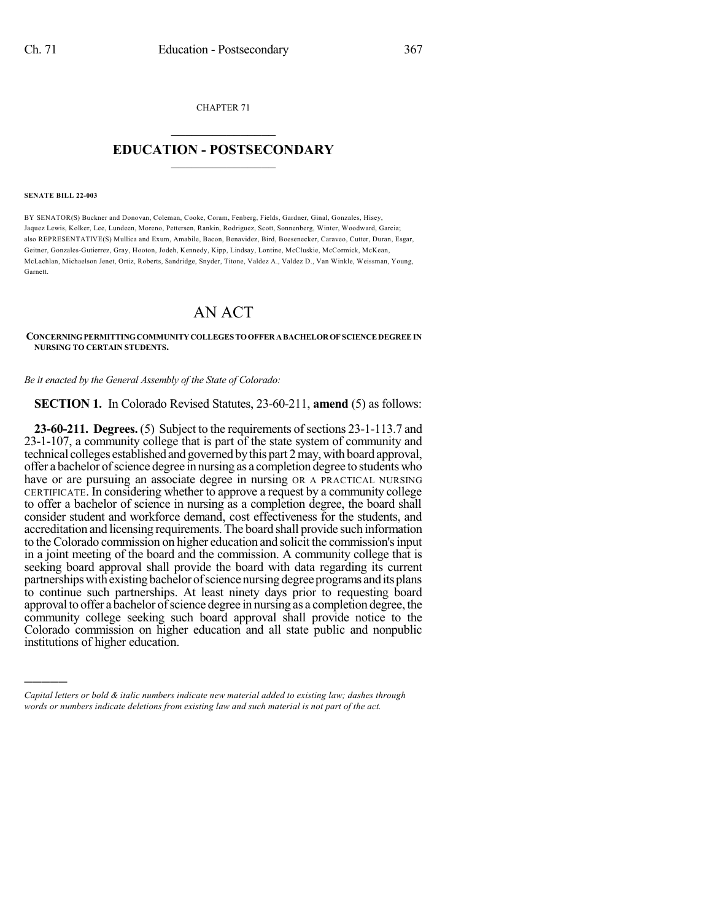CHAPTER 71

# EDUCATION - POSTSECONDARY

**SENATE BILL 22-003**

BY SENATOR(S) Buckner and Donovan, Coleman, Cooke, Coram, Fenberg, Fields, Gardner, Ginal, Gonzales, Hisey, Jaquez Lewis, Kolker, Lee, Lundeen, Moreno, Pettersen, Rankin, Rodriguez, Scott, Sonnenberg, Winter, Woodward, Garcia; also REPRESENTATIVE(S) Mullica and Exum, Amabile, Bacon, Benavidez, Bird, Boesenecker, Caraveo, Cutter, Duran, Esgar, Geitner, Gonzales-Gutierrez, Gray, Hooton, Jodeh, Kennedy, Kipp, Lindsay, Lontine, McCluskie, McCormick, McKean, McLachlan, Michaelson Jenet, Ortiz, Roberts, Sandridge, Snyder, Titone, Valdez A., Valdez D., Van Winkle, Weissman, Young, Garnett.

# AN ACT

**CONCERNING PERMITTING COMMUNITY COLLEGES TO OFFER A BACHELOR OF SCIENCE DEGREE IN NURSING TO CERTAIN STUDENTS.**

*Be it enacted by the General Assembly of the State of Colorado:*

**SECTION 1.** In Colorado Revised Statutes, 23-60-211, **amend** (5) as follows:

**23-60-211. Degrees.** (5) Subject to the requirements of sections 23-1-113.7 and 23-1-107, a community college that is part of the state system of community and technical colleges established and governed by this part 2 may, with board approval, offer a bachelor of science degree in nursing as a completion degree to students who have or are pursuing an associate degree in nursing OR A PRACTICAL NURSING CERTIFICATE. In considering whether to approve a request by a community college to offer a bachelor of science in nursing as a completion degree, the board shall consider student and workforce demand, cost effectiveness for the students, and accreditation and licensing requirements. The board shall provide such information to the Colorado commission on higher education and solicit the commission's input in a joint meeting of the board and the commission. A community college that is seeking board approval shall provide the board with data regarding its current partnerships with existing bachelor of science nursing degree programs and its plans to continue such partnerships. At least ninety days prior to requesting board approval to offer a bachelor of science degree in nursing as a completion degree, the community college seeking such board approval shall provide notice to the Colorado commission on higher education and all state public and nonpublic institutions of higher education.

---

*Capital letters or bold & italic numbers indicate new material added to existing law; dashes through words or numbers indicate deletions from existing law and such material is not part of the act.*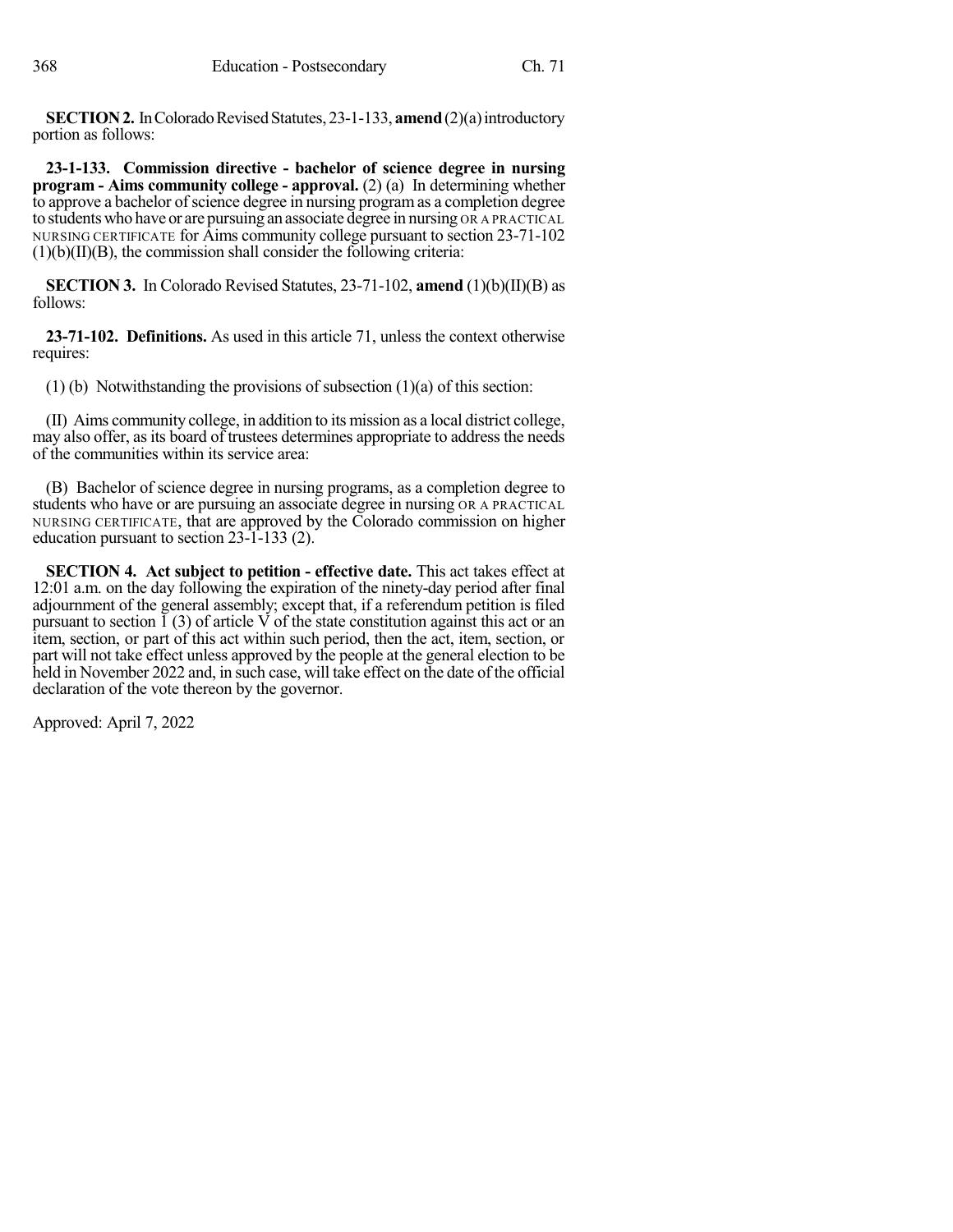**SECTION 2.** In Colorado Revised Statutes, 23-1-133, **amend** (2)(a) introductory portion as follows:

**23-1-133. Commission directive - bachelor of science degree in nursing program - Aims community college - approval.** (2) (a) In determining whether to approve a bachelor of science degree in nursing program as a completion degree to students who have or are pursuing an associate degree in nursing OR A PRACTICAL NURSING CERTIFICATE for Aims community college pursuant to section 23-71-102 (1)(b)(II)(B), the commission shall consider the following criteria:

**SECTION 3.** In Colorado Revised Statutes, 23-71-102, **amend** (1)(b)(II)(B) as follows:

**23-71-102. Definitions.** As used in this article 71, unless the context otherwise requires:

(1) (b) Notwithstanding the provisions of subsection (1)(a) of this section:

(II) Aims community college, in addition to its mission as a local district college, may also offer, as its board of trustees determines appropriate to address the needs of the communities within its service area:

(B) Bachelor of science degree in nursing programs, as a completion degree to students who have or are pursuing an associate degree in nursing OR A PRACTICAL NURSING CERTIFICATE, that are approved by the Colorado commission on higher education pursuant to section 23-1-133 (2).

**SECTION 4. Act subject to petition - effective date.** This act takes effect at 12:01 a.m. on the day following the expiration of the ninety-day period after final adjournment of the general assembly; except that, if a referendum petition is filed pursuant to section 1 (3) of article V of the state constitution against this act or an item, section, or part of this act within such period, then the act, item, section, or part will not take effect unless approved by the people at the general election to be held in November 2022 and, in such case, will take effect on the date of the official declaration of the vote thereon by the governor.

Approved: April 7, 2022